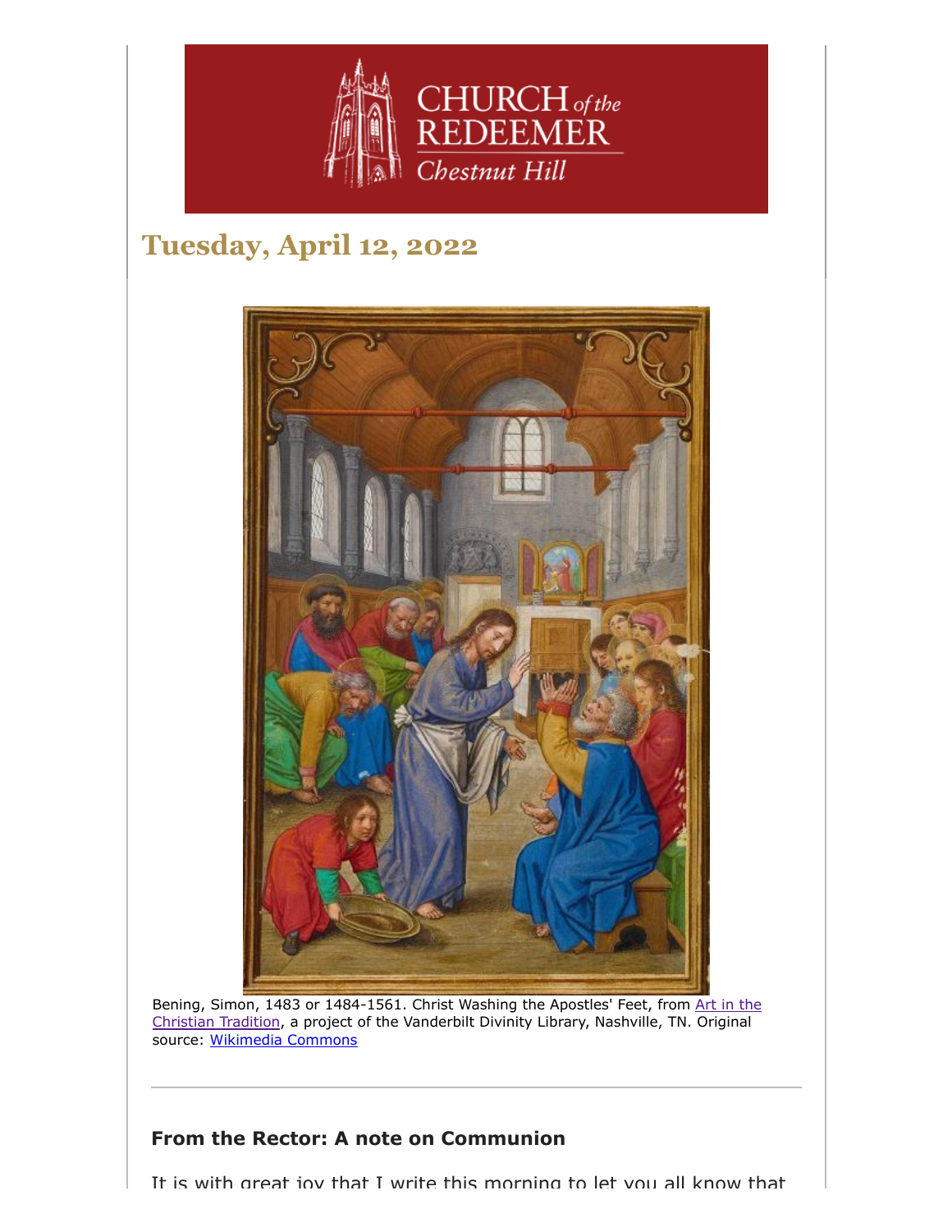CHURCH *of the* REDEEMER

*Chestnut Hill*

## Tuesday, April 12, 2022

Bening, Simon, 1483 or 1484-1561. Christ Washing the Apostles' Feet, from Art in the Christian Tradition, a project of the Vanderbilt Divinity Library, Nashville, TN. Original source: Wikimedia Commons

---

### From the Rector: A note on Communion

It is with great joy that I write this morning to let you all know that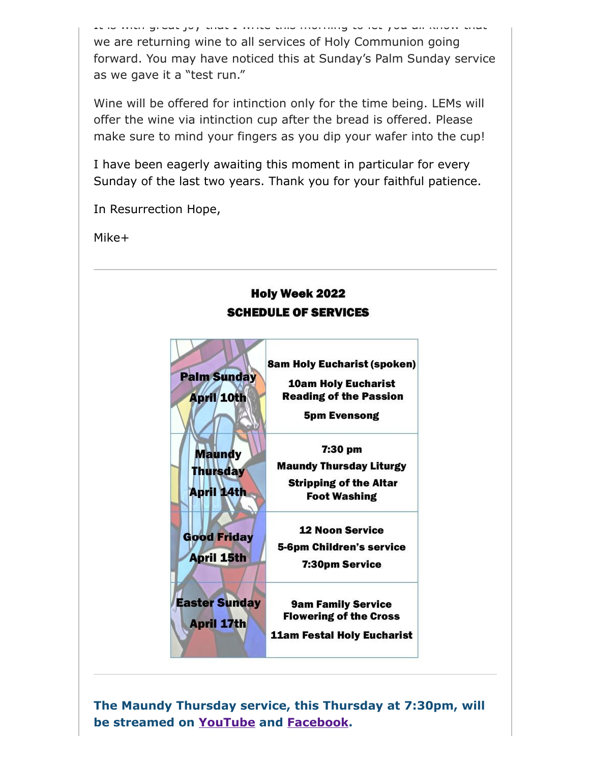It is with great joy that I write this morning to let you all know that we are returning wine to all services of Holy Communion going forward. You may have noticed this at Sunday's Palm Sunday service as we gave it a "test run."

Wine will be offered for intinction only for the time being. LEMs will offer the wine via intinction cup after the bread is offered. Please make sure to mind your fingers as you dip your wafer into the cup!

I have been eagerly awaiting this moment in particular for every Sunday of the last two years. Thank you for your faithful patience.

In Resurrection Hope,

Mike+

---

## Holy Week 2022
## SCHEDULE OF SERVICES

| | |
|---|---|
| **Palm Sunday April 10th** | **8am Holy Eucharist (spoken)**<br>**10am Holy Eucharist Reading of the Passion**<br>**5pm Evensong** |
| **Maundy Thursday April 14th** | **7:30 pm**<br>**Maundy Thursday Liturgy**<br>**Stripping of the Altar Foot Washing** |
| **Good Friday April 15th** | **12 Noon Service**<br>**5-6pm Children's service**<br>**7:30pm Service** |
| **Easter Sunday April 17th** | **9am Family Service Flowering of the Cross**<br>**11am Festal Holy Eucharist** |

---

**The Maundy Thursday service, this Thursday at 7:30pm, will be streamed on YouTube and Facebook.**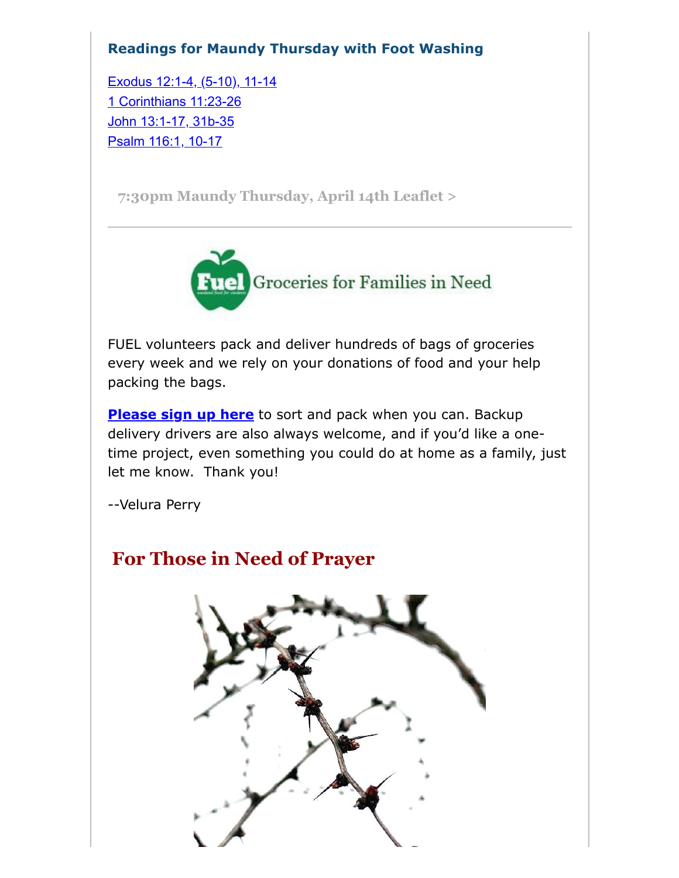### Readings for Maundy Thursday with Foot Washing

Exodus 12:1-4, (5-10), 11-14
1 Corinthians 11:23-26
John 13:1-17, 31b-35
Psalm 116:1, 10-17

7:30pm Maundy Thursday, April 14th Leaflet >

---

Fuel Groceries for Families in Need

FUEL volunteers pack and deliver hundreds of bags of groceries every week and we rely on your donations of food and your help packing the bags.

**Please sign up here** to sort and pack when you can. Backup delivery drivers are also always welcome, and if you'd like a one-time project, even something you could do at home as a family, just let me know. Thank you!

--Velura Perry

## For Those in Need of Prayer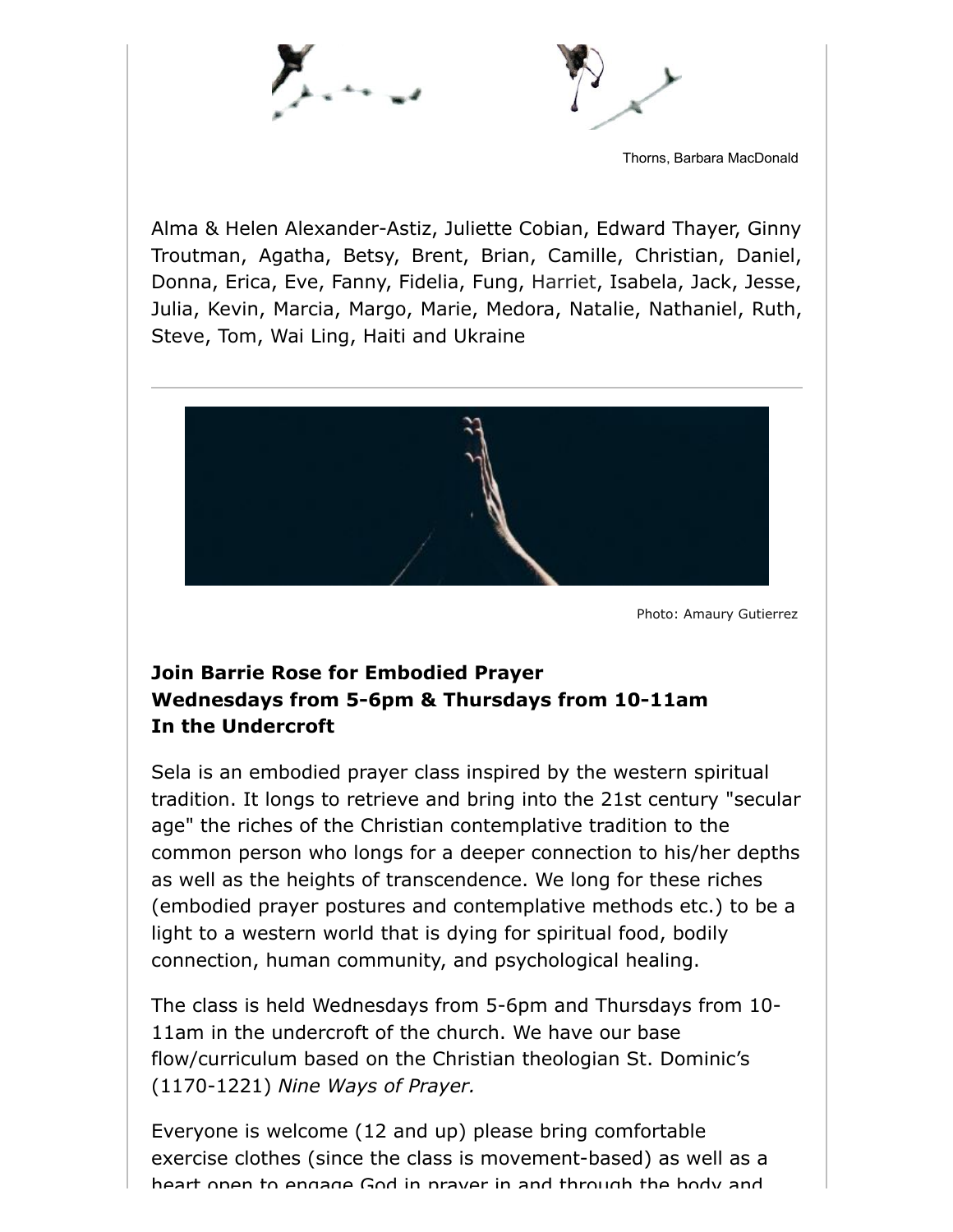Thorns, Barbara MacDonald

Alma & Helen Alexander-Astiz, Juliette Cobian, Edward Thayer, Ginny Troutman, Agatha, Betsy, Brent, Brian, Camille, Christian, Daniel, Donna, Erica, Eve, Fanny, Fidelia, Fung, Harriet, Isabela, Jack, Jesse, Julia, Kevin, Marcia, Margo, Marie, Medora, Natalie, Nathaniel, Ruth, Steve, Tom, Wai Ling, Haiti and Ukraine

---

Photo: Amaury Gutierrez

**Join Barrie Rose for Embodied Prayer**
**Wednesdays from 5-6pm & Thursdays from 10-11am**
**In the Undercroft**

Sela is an embodied prayer class inspired by the western spiritual tradition. It longs to retrieve and bring into the 21st century "secular age" the riches of the Christian contemplative tradition to the common person who longs for a deeper connection to his/her depths as well as the heights of transcendence. We long for these riches (embodied prayer postures and contemplative methods etc.) to be a light to a western world that is dying for spiritual food, bodily connection, human community, and psychological healing.

The class is held Wednesdays from 5-6pm and Thursdays from 10-11am in the undercroft of the church. We have our base flow/curriculum based on the Christian theologian St. Dominic's (1170-1221) *Nine Ways of Prayer.*

Everyone is welcome (12 and up) please bring comfortable exercise clothes (since the class is movement-based) as well as a heart open to engage God in prayer in and through the body and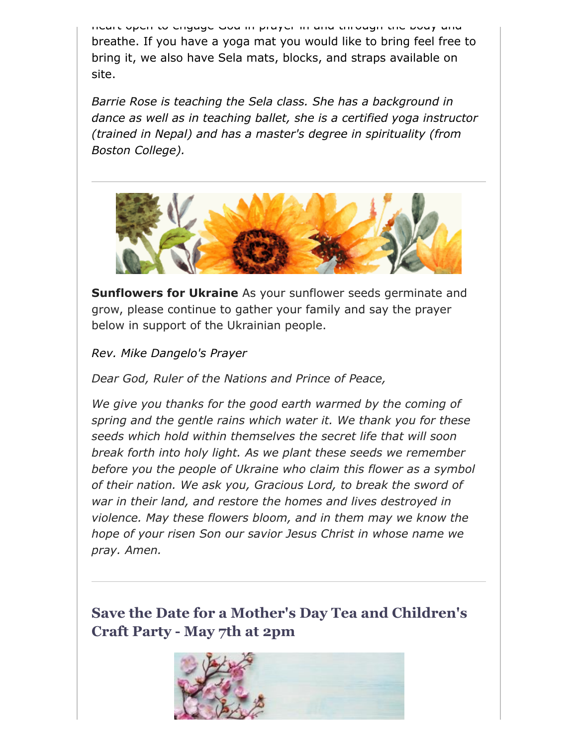heart open to engage God in prayer in and through the body and breathe. If you have a yoga mat you would like to bring feel free to bring it, we also have Sela mats, blocks, and straps available on site.

*Barrie Rose is teaching the Sela class. She has a background in dance as well as in teaching ballet, she is a certified yoga instructor (trained in Nepal) and has a master's degree in spirituality (from Boston College).*

---

**Sunflowers for Ukraine** As your sunflower seeds germinate and grow, please continue to gather your family and say the prayer below in support of the Ukrainian people.

*Rev. Mike Dangelo's Prayer*

*Dear God, Ruler of the Nations and Prince of Peace,*

*We give you thanks for the good earth warmed by the coming of spring and the gentle rains which water it. We thank you for these seeds which hold within themselves the secret life that will soon break forth into holy light. As we plant these seeds we remember before you the people of Ukraine who claim this flower as a symbol of their nation. We ask you, Gracious Lord, to break the sword of war in their land, and restore the homes and lives destroyed in violence. May these flowers bloom, and in them may we know the hope of your risen Son our savior Jesus Christ in whose name we pray. Amen.*

---

## Save the Date for a Mother's Day Tea and Children's Craft Party - May 7th at 2pm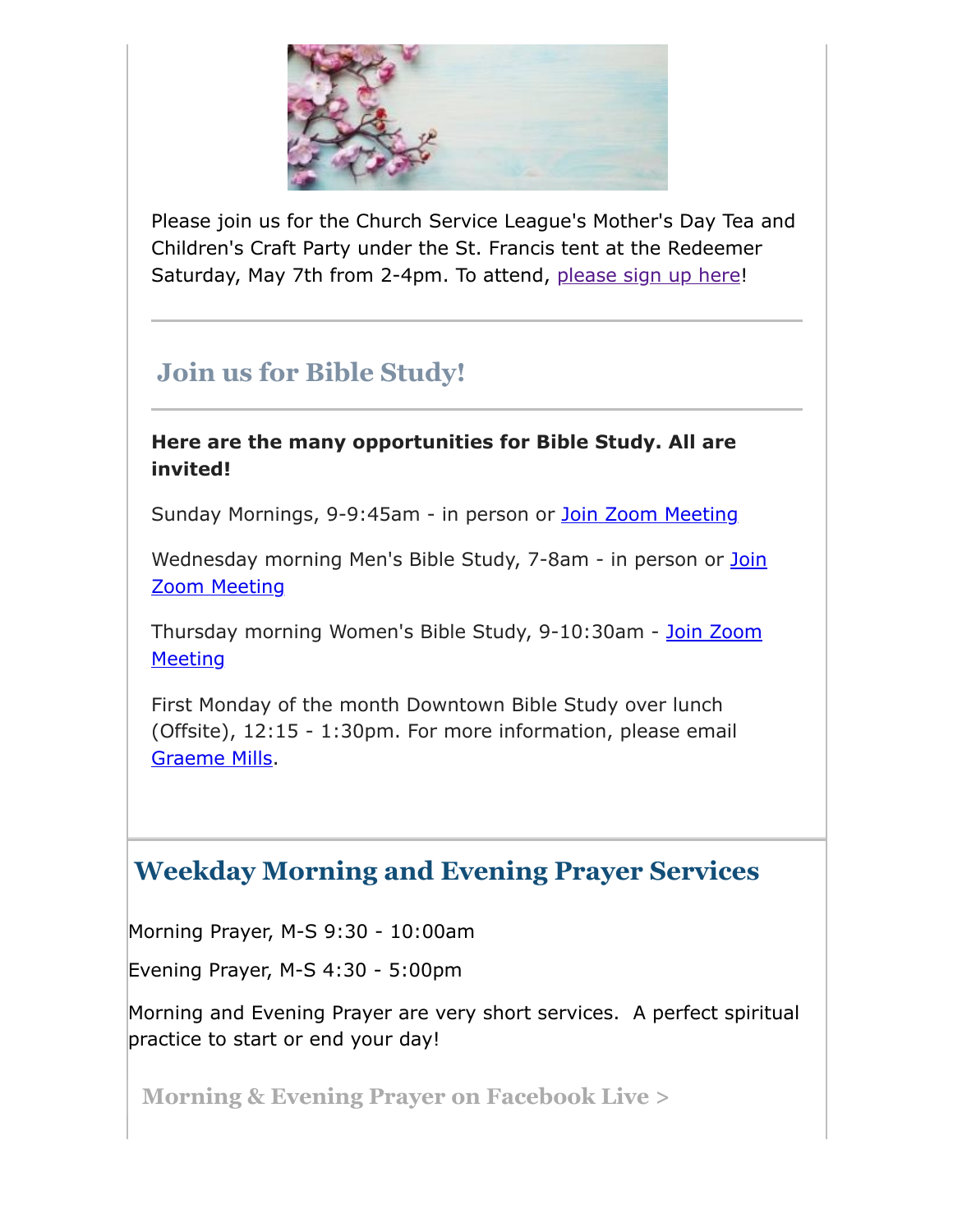Please join us for the Church Service League's Mother's Day Tea and Children's Craft Party under the St. Francis tent at the Redeemer Saturday, May 7th from 2-4pm. To attend, please sign up here!

---

## Join us for Bible Study!

---

**Here are the many opportunities for Bible Study. All are invited!**

Sunday Mornings, 9-9:45am - in person or Join Zoom Meeting

Wednesday morning Men's Bible Study, 7-8am - in person or Join Zoom Meeting

Thursday morning Women's Bible Study, 9-10:30am - Join Zoom Meeting

First Monday of the month Downtown Bible Study over lunch (Offsite), 12:15 - 1:30pm. For more information, please email Graeme Mills.

## Weekday Morning and Evening Prayer Services

Morning Prayer, M-S 9:30 - 10:00am

Evening Prayer, M-S 4:30 - 5:00pm

Morning and Evening Prayer are very short services. A perfect spiritual practice to start or end your day!

**Morning & Evening Prayer on Facebook Live >**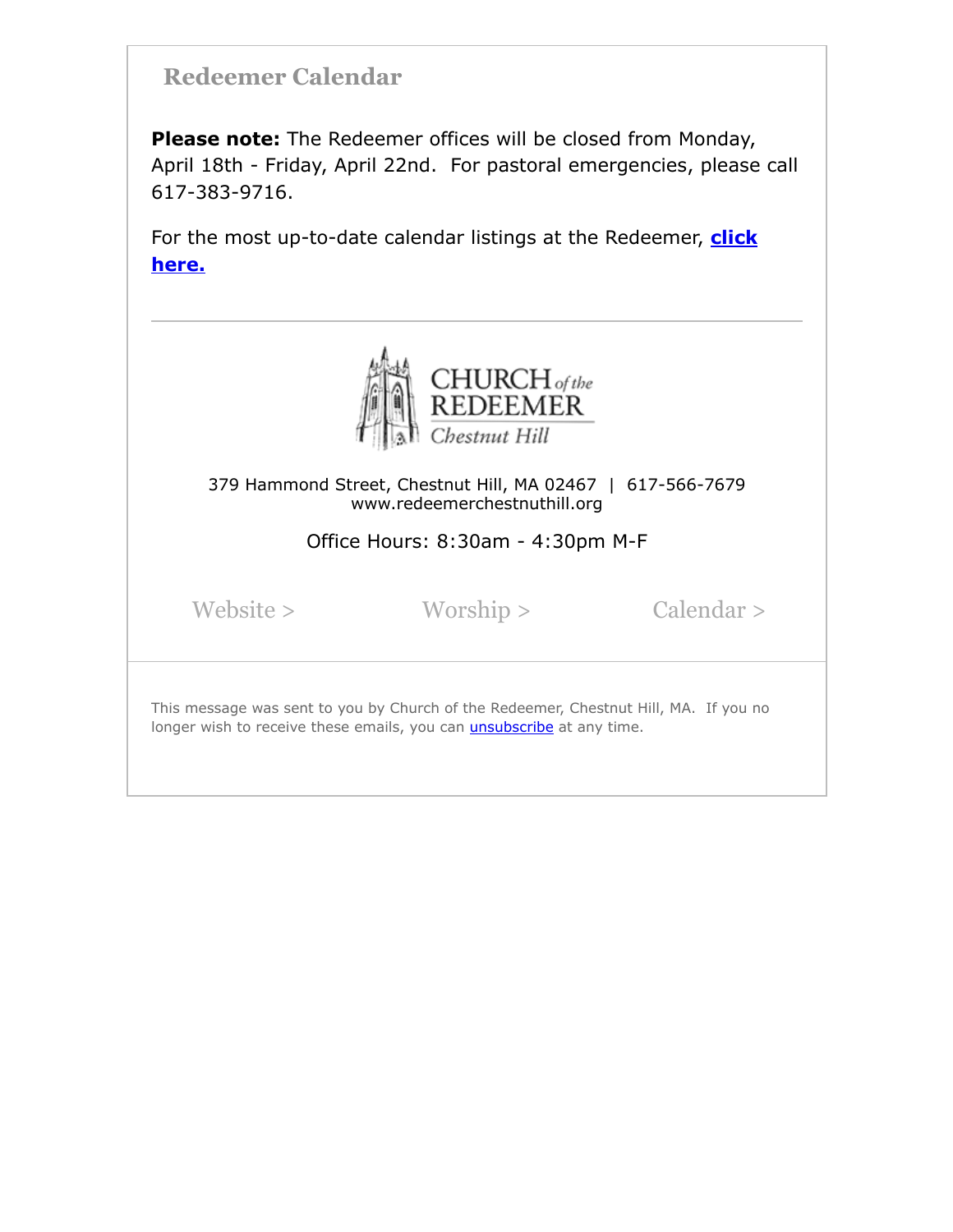## Redeemer Calendar

**Please note:** The Redeemer offices will be closed from Monday, April 18th - Friday, April 22nd. For pastoral emergencies, please call 617-383-9716.

For the most up-to-date calendar listings at the Redeemer, **click here.**

---

CHURCH of the REDEEMER
Chestnut Hill

379 Hammond Street, Chestnut Hill, MA 02467 | 617-566-7679
www.redeemerchestnuthill.org

Office Hours: 8:30am - 4:30pm M-F

Website > Worship > Calendar >

---

This message was sent to you by Church of the Redeemer, Chestnut Hill, MA. If you no longer wish to receive these emails, you can unsubscribe at any time.